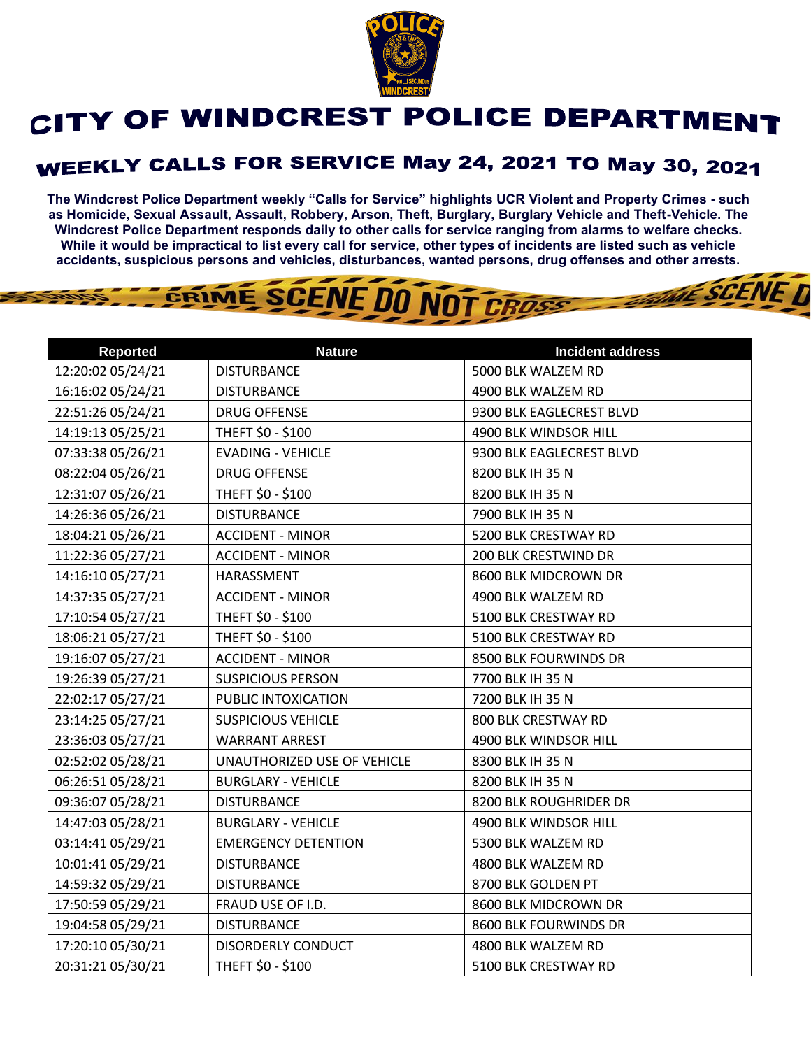# CITY OF WINDCREST POLICE DEPARTMENT

## WEEKLY CALLS FOR SERVICE May 24, 2021 TO May 30, 2021

**The Windcrest Police Department weekly "Calls for Service" highlights UCR Violent and Property Crimes - such as Homicide, Sexual Assault, Assault, Robbery, Arson, Theft, Burglary, Burglary Vehicle and Theft-Vehicle. The Windcrest Police Department responds daily to other calls for service ranging from alarms to welfare checks. While it would be impractical to list every call for service, other types of incidents are listed such as vehicle accidents, suspicious persons and vehicles, disturbances, wanted persons, drug offenses and other arrests.**

| Reported | Nature | Incident address |
|---|---|---|
| 12:20:02 05/24/21 | DISTURBANCE | 5000 BLK WALZEM RD |
| 16:16:02 05/24/21 | DISTURBANCE | 4900 BLK WALZEM RD |
| 22:51:26 05/24/21 | DRUG OFFENSE | 9300 BLK EAGLECREST BLVD |
| 14:19:13 05/25/21 | THEFT $0 - $100 | 4900 BLK WINDSOR HILL |
| 07:33:38 05/26/21 | EVADING - VEHICLE | 9300 BLK EAGLECREST BLVD |
| 08:22:04 05/26/21 | DRUG OFFENSE | 8200 BLK IH 35 N |
| 12:31:07 05/26/21 | THEFT $0 - $100 | 8200 BLK IH 35 N |
| 14:26:36 05/26/21 | DISTURBANCE | 7900 BLK IH 35 N |
| 18:04:21 05/26/21 | ACCIDENT - MINOR | 5200 BLK CRESTWAY RD |
| 11:22:36 05/27/21 | ACCIDENT - MINOR | 200 BLK CRESTWIND DR |
| 14:16:10 05/27/21 | HARASSMENT | 8600 BLK MIDCROWN DR |
| 14:37:35 05/27/21 | ACCIDENT - MINOR | 4900 BLK WALZEM RD |
| 17:10:54 05/27/21 | THEFT $0 - $100 | 5100 BLK CRESTWAY RD |
| 18:06:21 05/27/21 | THEFT $0 - $100 | 5100 BLK CRESTWAY RD |
| 19:16:07 05/27/21 | ACCIDENT - MINOR | 8500 BLK FOURWINDS DR |
| 19:26:39 05/27/21 | SUSPICIOUS PERSON | 7700 BLK IH 35 N |
| 22:02:17 05/27/21 | PUBLIC INTOXICATION | 7200 BLK IH 35 N |
| 23:14:25 05/27/21 | SUSPICIOUS VEHICLE | 800 BLK CRESTWAY RD |
| 23:36:03 05/27/21 | WARRANT ARREST | 4900 BLK WINDSOR HILL |
| 02:52:02 05/28/21 | UNAUTHORIZED USE OF VEHICLE | 8300 BLK IH 35 N |
| 06:26:51 05/28/21 | BURGLARY - VEHICLE | 8200 BLK IH 35 N |
| 09:36:07 05/28/21 | DISTURBANCE | 8200 BLK ROUGHRIDER DR |
| 14:47:03 05/28/21 | BURGLARY - VEHICLE | 4900 BLK WINDSOR HILL |
| 03:14:41 05/29/21 | EMERGENCY DETENTION | 5300 BLK WALZEM RD |
| 10:01:41 05/29/21 | DISTURBANCE | 4800 BLK WALZEM RD |
| 14:59:32 05/29/21 | DISTURBANCE | 8700 BLK GOLDEN PT |
| 17:50:59 05/29/21 | FRAUD USE OF I.D. | 8600 BLK MIDCROWN DR |
| 19:04:58 05/29/21 | DISTURBANCE | 8600 BLK FOURWINDS DR |
| 17:20:10 05/30/21 | DISORDERLY CONDUCT | 4800 BLK WALZEM RD |
| 20:31:21 05/30/21 | THEFT $0 - $100 | 5100 BLK CRESTWAY RD |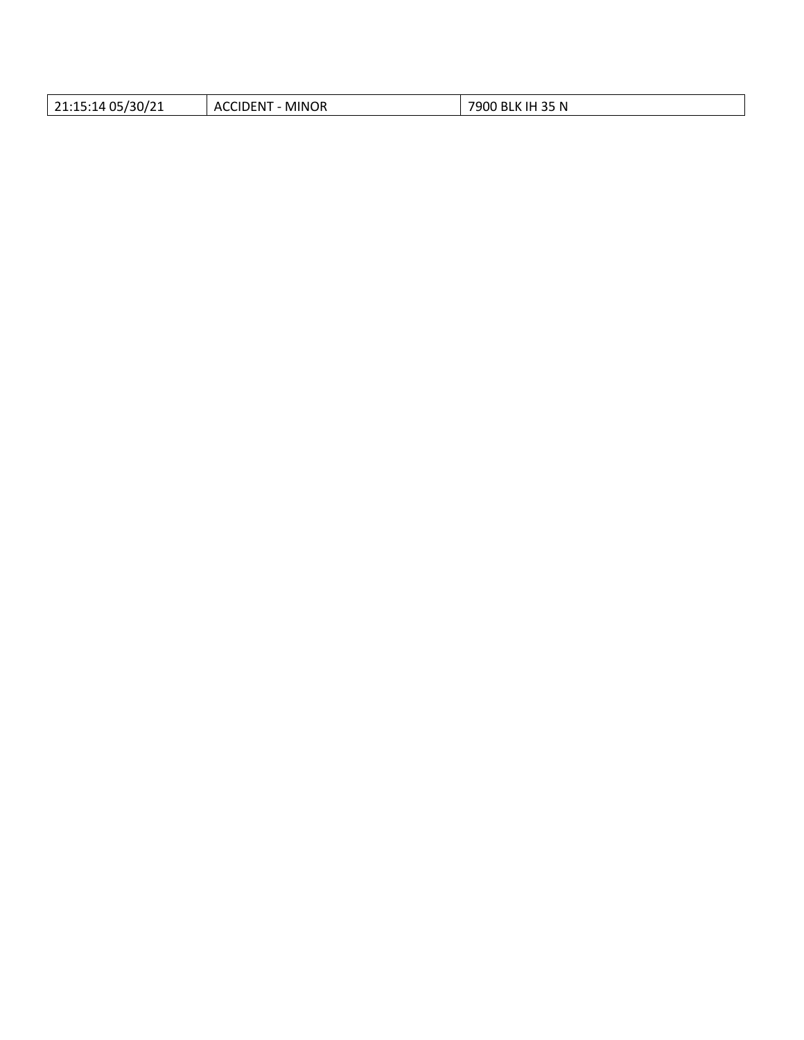| | | |
|---|---|---|
| 21:15:14 05/30/21 | ACCIDENT - MINOR | 7900 BLK IH 35 N |